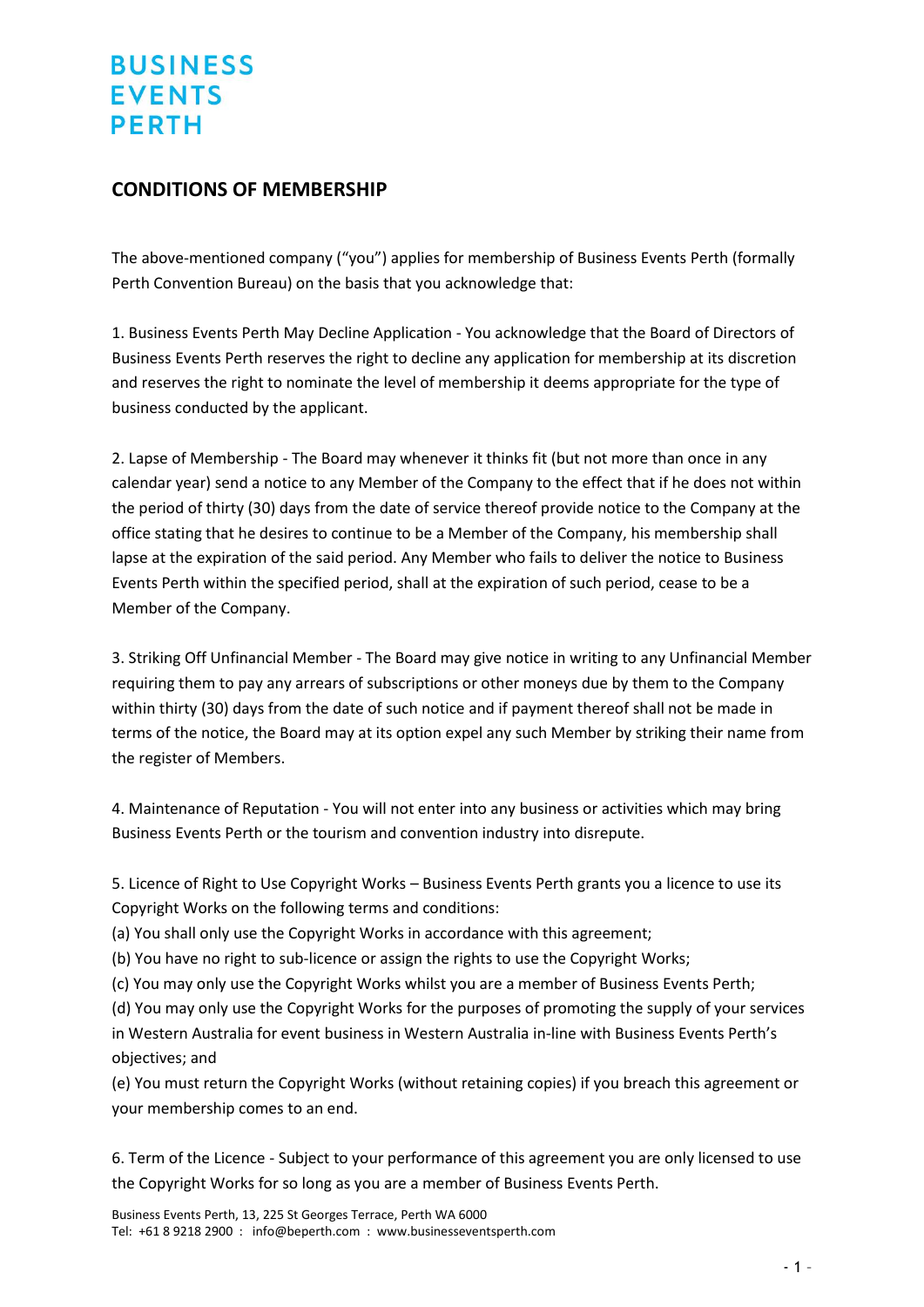# BUSINESS EVENTS PERTH

## CONDITIONS OF MEMBERSHIP

The above-mentioned company ("you") applies for membership of Business Events Perth (formally Perth Convention Bureau) on the basis that you acknowledge that:

1. Business Events Perth May Decline Application - You acknowledge that the Board of Directors of Business Events Perth reserves the right to decline any application for membership at its discretion and reserves the right to nominate the level of membership it deems appropriate for the type of business conducted by the applicant.

2. Lapse of Membership - The Board may whenever it thinks fit (but not more than once in any calendar year) send a notice to any Member of the Company to the effect that if he does not within the period of thirty (30) days from the date of service thereof provide notice to the Company at the office stating that he desires to continue to be a Member of the Company, his membership shall lapse at the expiration of the said period. Any Member who fails to deliver the notice to Business Events Perth within the specified period, shall at the expiration of such period, cease to be a Member of the Company.

3. Striking Off Unfinancial Member - The Board may give notice in writing to any Unfinancial Member requiring them to pay any arrears of subscriptions or other moneys due by them to the Company within thirty (30) days from the date of such notice and if payment thereof shall not be made in terms of the notice, the Board may at its option expel any such Member by striking their name from the register of Members.

4. Maintenance of Reputation - You will not enter into any business or activities which may bring Business Events Perth or the tourism and convention industry into disrepute.

5. Licence of Right to Use Copyright Works – Business Events Perth grants you a licence to use its Copyright Works on the following terms and conditions:
(a) You shall only use the Copyright Works in accordance with this agreement;
(b) You have no right to sub-licence or assign the rights to use the Copyright Works;
(c) You may only use the Copyright Works whilst you are a member of Business Events Perth;
(d) You may only use the Copyright Works for the purposes of promoting the supply of your services in Western Australia for event business in Western Australia in-line with Business Events Perth's objectives; and
(e) You must return the Copyright Works (without retaining copies) if you breach this agreement or your membership comes to an end.

6. Term of the Licence - Subject to your performance of this agreement you are only licensed to use the Copyright Works for so long as you are a member of Business Events Perth.

Business Events Perth, 13, 225 St Georges Terrace, Perth WA 6000
Tel: +61 8 9218 2900 : info@beperth.com : www.businesseventsperth.com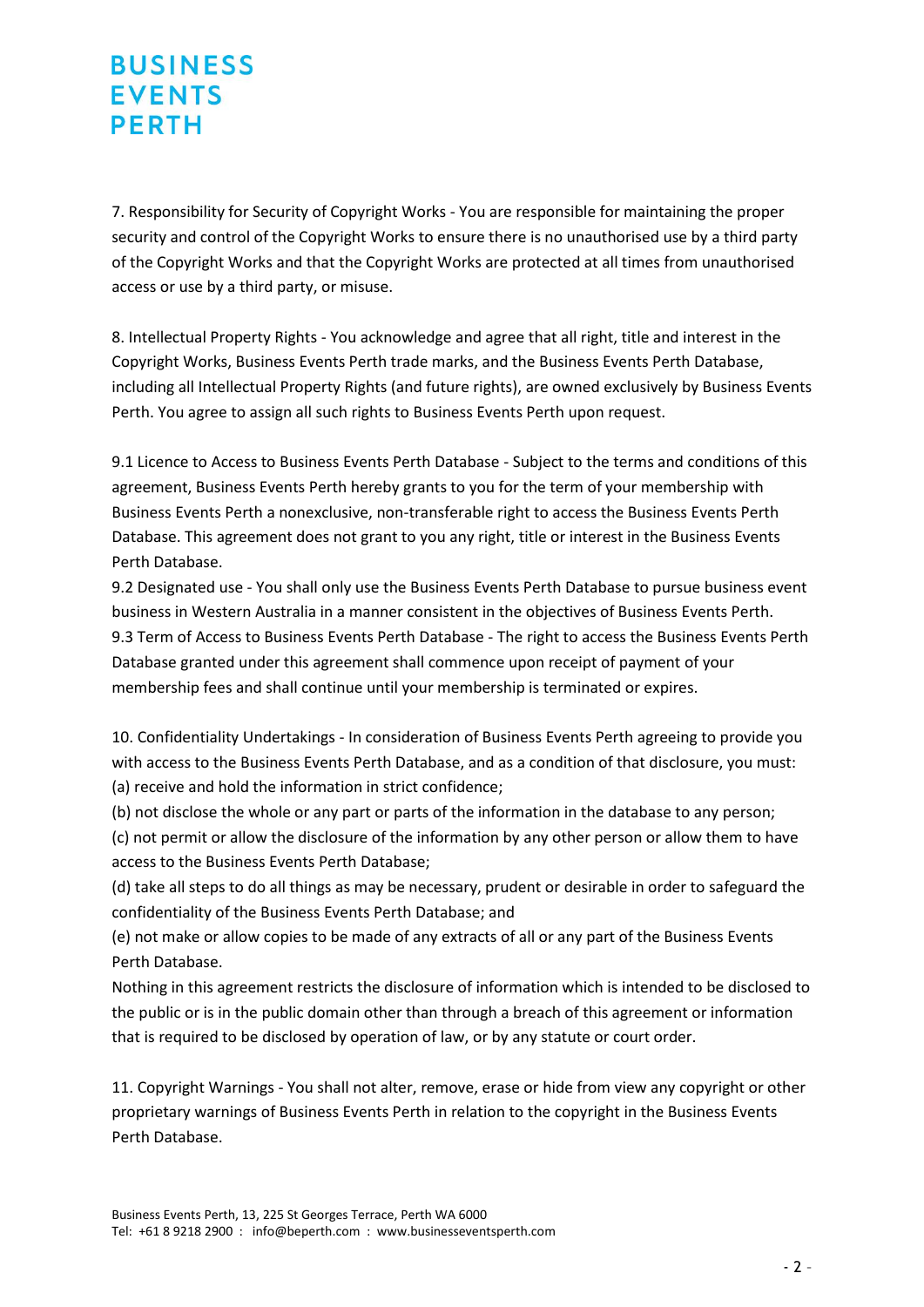7. Responsibility for Security of Copyright Works - You are responsible for maintaining the proper security and control of the Copyright Works to ensure there is no unauthorised use by a third party of the Copyright Works and that the Copyright Works are protected at all times from unauthorised access or use by a third party, or misuse.

8. Intellectual Property Rights - You acknowledge and agree that all right, title and interest in the Copyright Works, Business Events Perth trade marks, and the Business Events Perth Database, including all Intellectual Property Rights (and future rights), are owned exclusively by Business Events Perth. You agree to assign all such rights to Business Events Perth upon request.

9.1 Licence to Access to Business Events Perth Database - Subject to the terms and conditions of this agreement, Business Events Perth hereby grants to you for the term of your membership with Business Events Perth a nonexclusive, non-transferable right to access the Business Events Perth Database. This agreement does not grant to you any right, title or interest in the Business Events Perth Database.

9.2 Designated use - You shall only use the Business Events Perth Database to pursue business event business in Western Australia in a manner consistent in the objectives of Business Events Perth.

9.3 Term of Access to Business Events Perth Database - The right to access the Business Events Perth Database granted under this agreement shall commence upon receipt of payment of your membership fees and shall continue until your membership is terminated or expires.

10. Confidentiality Undertakings - In consideration of Business Events Perth agreeing to provide you with access to the Business Events Perth Database, and as a condition of that disclosure, you must:

(a) receive and hold the information in strict confidence;

(b) not disclose the whole or any part or parts of the information in the database to any person;

(c) not permit or allow the disclosure of the information by any other person or allow them to have access to the Business Events Perth Database;

(d) take all steps to do all things as may be necessary, prudent or desirable in order to safeguard the confidentiality of the Business Events Perth Database; and

(e) not make or allow copies to be made of any extracts of all or any part of the Business Events Perth Database.

Nothing in this agreement restricts the disclosure of information which is intended to be disclosed to the public or is in the public domain other than through a breach of this agreement or information that is required to be disclosed by operation of law, or by any statute or court order.

11. Copyright Warnings - You shall not alter, remove, erase or hide from view any copyright or other proprietary warnings of Business Events Perth in relation to the copyright in the Business Events Perth Database.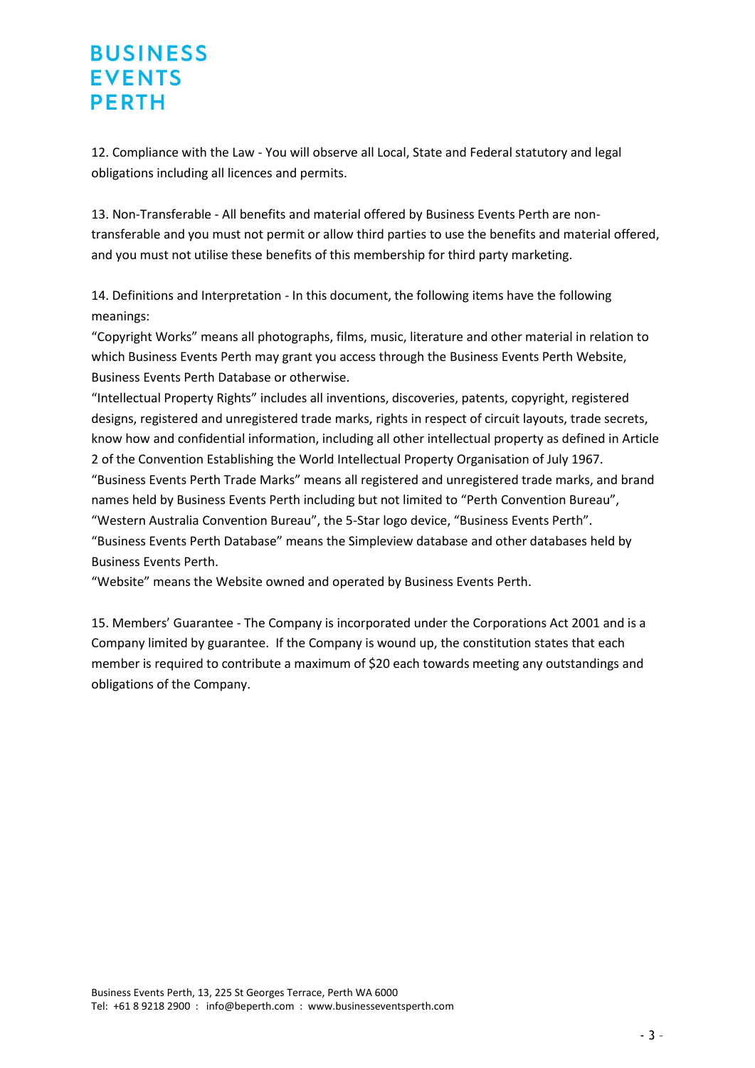12. Compliance with the Law - You will observe all Local, State and Federal statutory and legal obligations including all licences and permits.

13. Non-Transferable - All benefits and material offered by Business Events Perth are non-transferable and you must not permit or allow third parties to use the benefits and material offered, and you must not utilise these benefits of this membership for third party marketing.

14. Definitions and Interpretation - In this document, the following items have the following meanings:
"Copyright Works" means all photographs, films, music, literature and other material in relation to which Business Events Perth may grant you access through the Business Events Perth Website, Business Events Perth Database or otherwise.
"Intellectual Property Rights" includes all inventions, discoveries, patents, copyright, registered designs, registered and unregistered trade marks, rights in respect of circuit layouts, trade secrets, know how and confidential information, including all other intellectual property as defined in Article 2 of the Convention Establishing the World Intellectual Property Organisation of July 1967.
"Business Events Perth Trade Marks" means all registered and unregistered trade marks, and brand names held by Business Events Perth including but not limited to "Perth Convention Bureau", "Western Australia Convention Bureau", the 5-Star logo device, "Business Events Perth".
"Business Events Perth Database" means the Simpleview database and other databases held by Business Events Perth.
"Website" means the Website owned and operated by Business Events Perth.

15. Members' Guarantee - The Company is incorporated under the Corporations Act 2001 and is a Company limited by guarantee. If the Company is wound up, the constitution states that each member is required to contribute a maximum of $20 each towards meeting any outstandings and obligations of the Company.